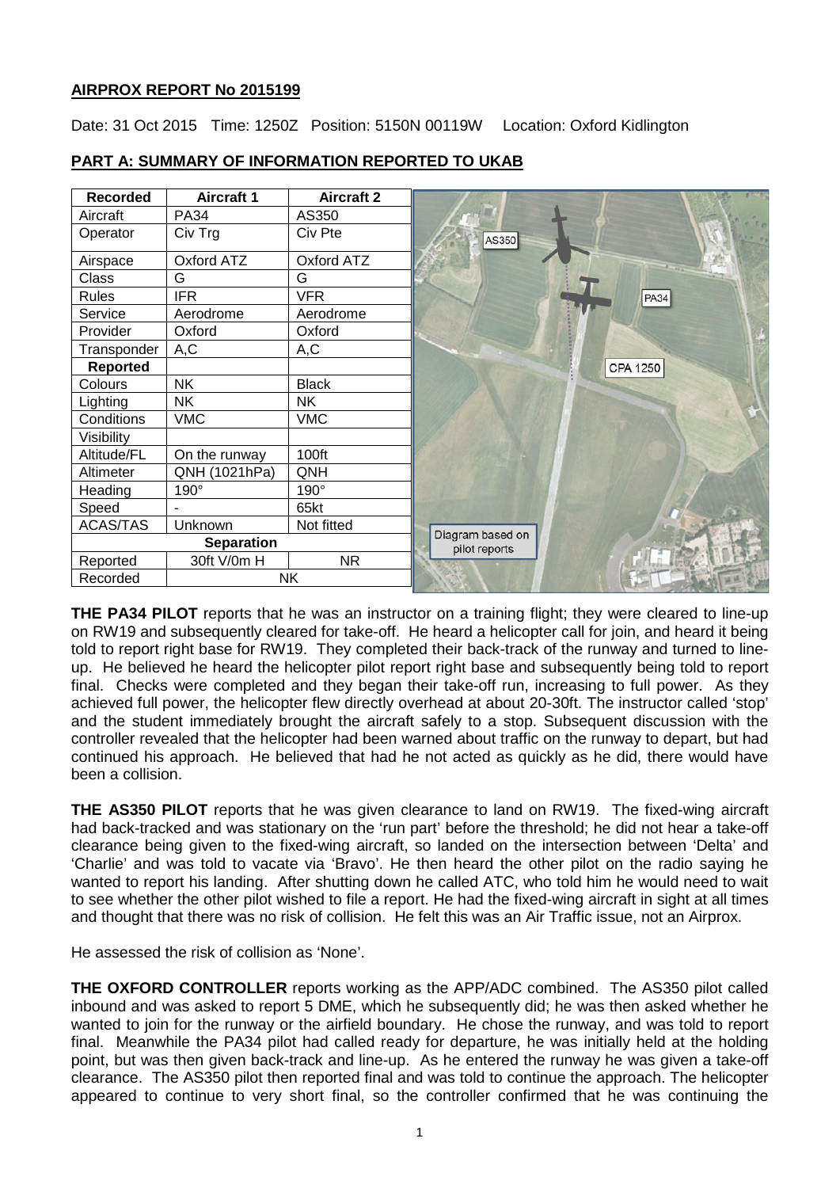## AIRPROX REPORT No 2015199

Date: 31 Oct 2015 Time: 1250Z Position: 5150N 00119W Location: Oxford Kidlington

## PART A: SUMMARY OF INFORMATION REPORTED TO UKAB

| Recorded | Aircraft 1 | Aircraft 2 |
|---|---|---|
| Aircraft | PA34 | AS350 |
| Operator | Civ Trg | Civ Pte |
| Airspace | Oxford ATZ | Oxford ATZ |
| Class | G | G |
| Rules | IFR | VFR |
| Service | Aerodrome | Aerodrome |
| Provider | Oxford | Oxford |
| Transponder | A,C | A,C |
| **Reported** | | |
| Colours | NK | Black |
| Lighting | NK | NK |
| Conditions | VMC | VMC |
| Visibility | | |
| Altitude/FL | On the runway | 100ft |
| Altimeter | QNH (1021hPa) | QNH |
| Heading | 190° | 190° |
| Speed | - | 65kt |
| ACAS/TAS | Unknown | Not fitted |
| **Separation** | | |
| Reported | 30ft V/0m H | NR |
| Recorded | NK | |

AS350

PA34

CPA 1250

Diagram based on pilot reports

**THE PA34 PILOT** reports that he was an instructor on a training flight; they were cleared to line-up on RW19 and subsequently cleared for take-off. He heard a helicopter call for join, and heard it being told to report right base for RW19. They completed their back-track of the runway and turned to line-up. He believed he heard the helicopter pilot report right base and subsequently being told to report final. Checks were completed and they began their take-off run, increasing to full power. As they achieved full power, the helicopter flew directly overhead at about 20-30ft. The instructor called 'stop' and the student immediately brought the aircraft safely to a stop. Subsequent discussion with the controller revealed that the helicopter had been warned about traffic on the runway to depart, but had continued his approach. He believed that had he not acted as quickly as he did, there would have been a collision.

**THE AS350 PILOT** reports that he was given clearance to land on RW19. The fixed-wing aircraft had back-tracked and was stationary on the 'run part' before the threshold; he did not hear a take-off clearance being given to the fixed-wing aircraft, so landed on the intersection between 'Delta' and 'Charlie' and was told to vacate via 'Bravo'. He then heard the other pilot on the radio saying he wanted to report his landing. After shutting down he called ATC, who told him he would need to wait to see whether the other pilot wished to file a report. He had the fixed-wing aircraft in sight at all times and thought that there was no risk of collision. He felt this was an Air Traffic issue, not an Airprox.

He assessed the risk of collision as 'None'.

**THE OXFORD CONTROLLER** reports working as the APP/ADC combined. The AS350 pilot called inbound and was asked to report 5 DME, which he subsequently did; he was then asked whether he wanted to join for the runway or the airfield boundary. He chose the runway, and was told to report final. Meanwhile the PA34 pilot had called ready for departure, he was initially held at the holding point, but was then given back-track and line-up. As he entered the runway he was given a take-off clearance. The AS350 pilot then reported final and was told to continue the approach. The helicopter appeared to continue to very short final, so the controller confirmed that he was continuing the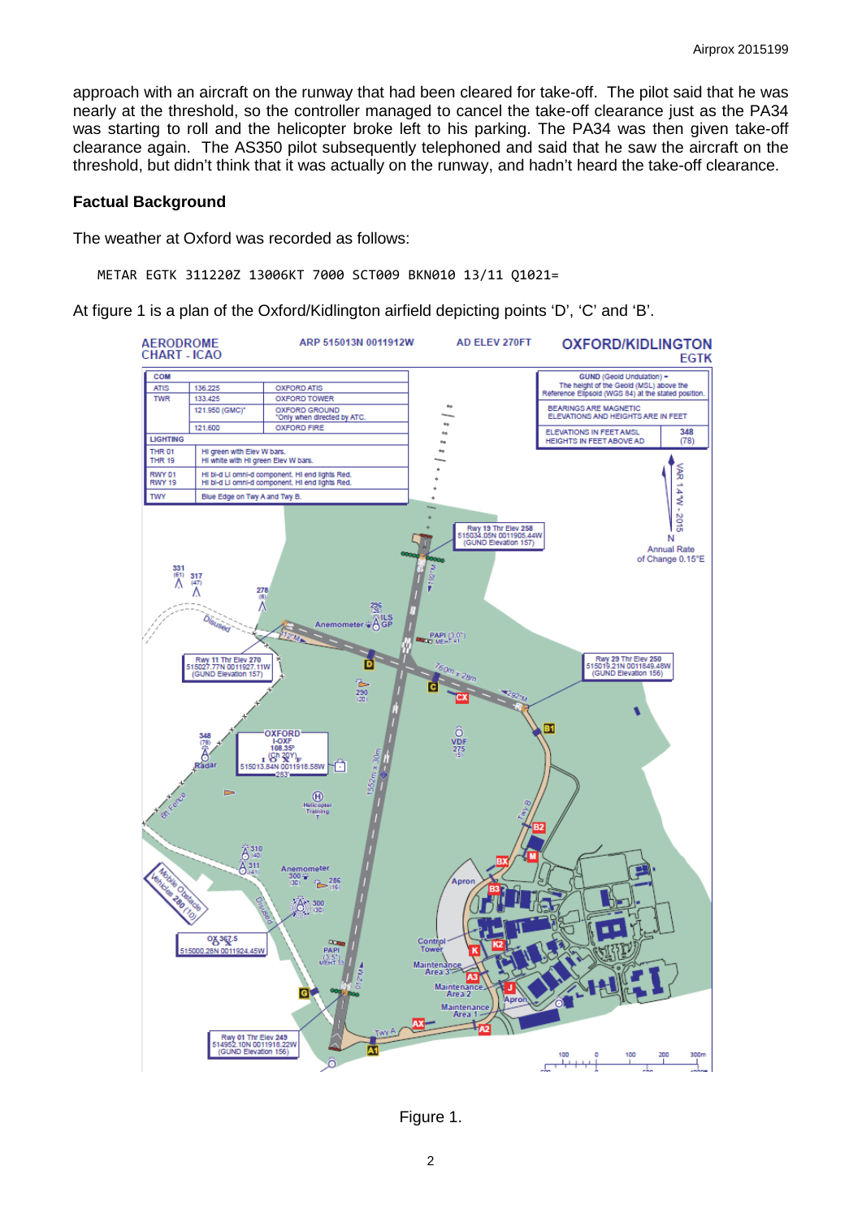approach with an aircraft on the runway that had been cleared for take-off. The pilot said that he was nearly at the threshold, so the controller managed to cancel the take-off clearance just as the PA34 was starting to roll and the helicopter broke left to his parking. The PA34 was then given take-off clearance again. The AS350 pilot subsequently telephoned and said that he saw the aircraft on the threshold, but didn't think that it was actually on the runway, and hadn't heard the take-off clearance.

### Factual Background

The weather at Oxford was recorded as follows:

```
METAR EGTK 311220Z 13006KT 7000 SCT009 BKN010 13/11 Q1021=
```

At figure 1 is a plan of the Oxford/Kidlington airfield depicting points 'D', 'C' and 'B'.

AERODROME CHART - ICAO

ARP 515013N 0011912W

AD ELEV 270FT

OXFORD/KIDLINGTON EGTK

| COM | | |
|---|---|---|
| ATIS | 136.225 | OXFORD ATIS |
| TWR | 133.425 | OXFORD TOWER |
| | 121.950 (GMC)* | OXFORD GROUND *Only when directed by ATC. |
| | 121.600 | OXFORD FIRE |
| LIGHTING | | |
| THR 01 THR 19 | HI green with Elev W bars. HI white with HI green Elev W bars. | |
| RWY 01 RWY 19 | HI bi-d LI omni-d component. HI end lights Red. HI bi-d LI omni-d component. HI end lights Red. | |
| TWY | Blue Edge on Twy A and Twy B. | |

GUND (Geoid Undulation) = The height of the Geoid (MSL) above the Reference Ellipsoid (WGS 84) at the stated position.

BEARINGS ARE MAGNETIC ELEVATIONS AND HEIGHTS ARE IN FEET

ELEVATIONS IN FEET AMSL HEIGHTS IN FEET ABOVE AD 348 (78)

VAR 1.4°W - 2015 N Annual Rate of Change 0.15°E

Rwy 19 Thr Elev 258 515034.05N 0011905.44W (GUND Elevation 157)

Rwy 11 Thr Elev 270 515027.77N 0011927.11W (GUND Elevation 157)

Rwy 29 Thr Elev 250 515019.21N 0011849.48W (GUND Elevation 156)

Rwy 01 Thr Elev 249 514952.10N 0011918.22W (GUND Elevation 156)

OXFORD I-OXF 108.35 (Ch 20Y) 515013.84N 0011918.58W

OX 367.5 515000.28N 0011924.45W

760m x 28m

1552m x 30m

Anemometer ILS GP PAPI (3.0°) MEHT 41

Disused

Radar

Helicopter Training

Mobile Obstacle Vehicles 280 (10)

Control Tower

Apron

Maintenance Area 3

Maintenance Area 2

Maintenance Area 1

Twy A Twy B

D C CX B1 B2 BX M B3 K K2 A3 J AX A2 A1 G

Figure 1.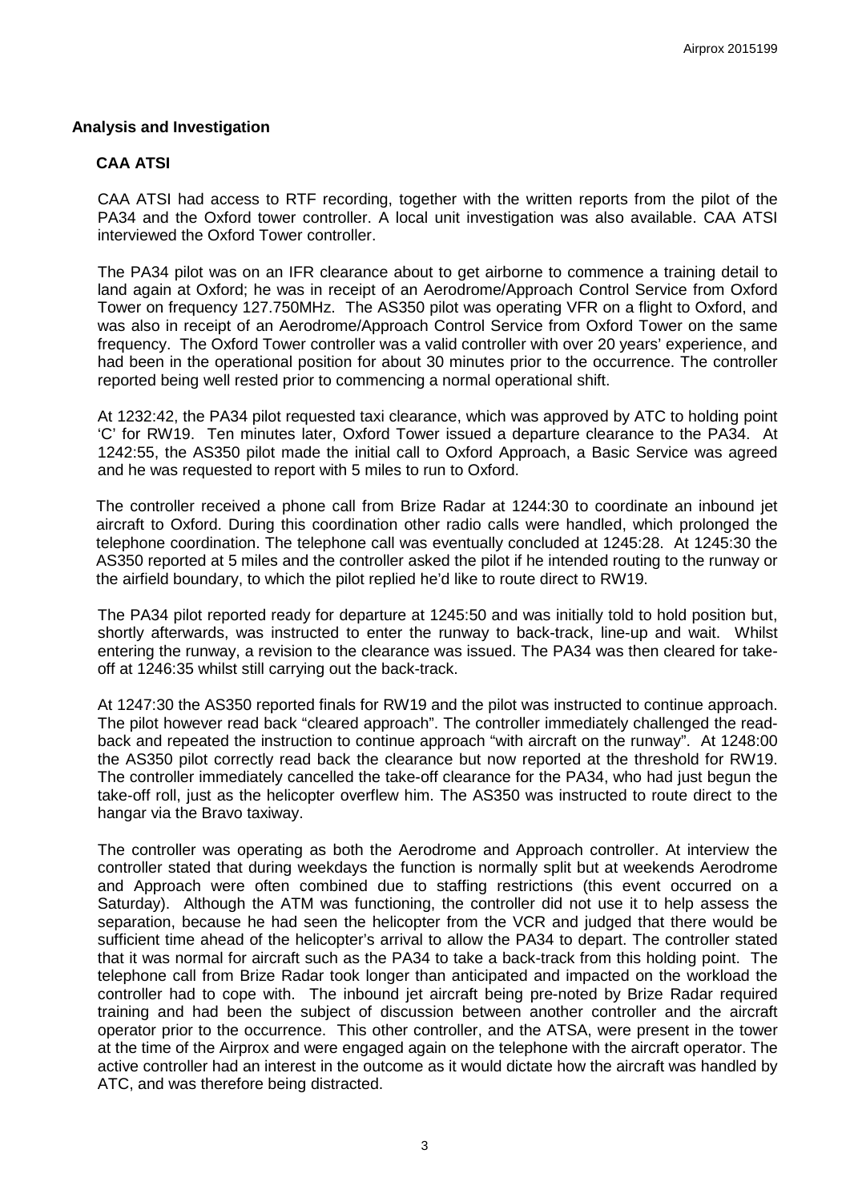## Analysis and Investigation

### CAA ATSI

CAA ATSI had access to RTF recording, together with the written reports from the pilot of the PA34 and the Oxford tower controller. A local unit investigation was also available. CAA ATSI interviewed the Oxford Tower controller.

The PA34 pilot was on an IFR clearance about to get airborne to commence a training detail to land again at Oxford; he was in receipt of an Aerodrome/Approach Control Service from Oxford Tower on frequency 127.750MHz. The AS350 pilot was operating VFR on a flight to Oxford, and was also in receipt of an Aerodrome/Approach Control Service from Oxford Tower on the same frequency. The Oxford Tower controller was a valid controller with over 20 years' experience, and had been in the operational position for about 30 minutes prior to the occurrence. The controller reported being well rested prior to commencing a normal operational shift.

At 1232:42, the PA34 pilot requested taxi clearance, which was approved by ATC to holding point 'C' for RW19. Ten minutes later, Oxford Tower issued a departure clearance to the PA34. At 1242:55, the AS350 pilot made the initial call to Oxford Approach, a Basic Service was agreed and he was requested to report with 5 miles to run to Oxford.

The controller received a phone call from Brize Radar at 1244:30 to coordinate an inbound jet aircraft to Oxford. During this coordination other radio calls were handled, which prolonged the telephone coordination. The telephone call was eventually concluded at 1245:28. At 1245:30 the AS350 reported at 5 miles and the controller asked the pilot if he intended routing to the runway or the airfield boundary, to which the pilot replied he'd like to route direct to RW19.

The PA34 pilot reported ready for departure at 1245:50 and was initially told to hold position but, shortly afterwards, was instructed to enter the runway to back-track, line-up and wait. Whilst entering the runway, a revision to the clearance was issued. The PA34 was then cleared for take-off at 1246:35 whilst still carrying out the back-track.

At 1247:30 the AS350 reported finals for RW19 and the pilot was instructed to continue approach. The pilot however read back "cleared approach". The controller immediately challenged the read-back and repeated the instruction to continue approach "with aircraft on the runway". At 1248:00 the AS350 pilot correctly read back the clearance but now reported at the threshold for RW19. The controller immediately cancelled the take-off clearance for the PA34, who had just begun the take-off roll, just as the helicopter overflew him. The AS350 was instructed to route direct to the hangar via the Bravo taxiway.

The controller was operating as both the Aerodrome and Approach controller. At interview the controller stated that during weekdays the function is normally split but at weekends Aerodrome and Approach were often combined due to staffing restrictions (this event occurred on a Saturday). Although the ATM was functioning, the controller did not use it to help assess the separation, because he had seen the helicopter from the VCR and judged that there would be sufficient time ahead of the helicopter's arrival to allow the PA34 to depart. The controller stated that it was normal for aircraft such as the PA34 to take a back-track from this holding point. The telephone call from Brize Radar took longer than anticipated and impacted on the workload the controller had to cope with. The inbound jet aircraft being pre-noted by Brize Radar required training and had been the subject of discussion between another controller and the aircraft operator prior to the occurrence. This other controller, and the ATSA, were present in the tower at the time of the Airprox and were engaged again on the telephone with the aircraft operator. The active controller had an interest in the outcome as it would dictate how the aircraft was handled by ATC, and was therefore being distracted.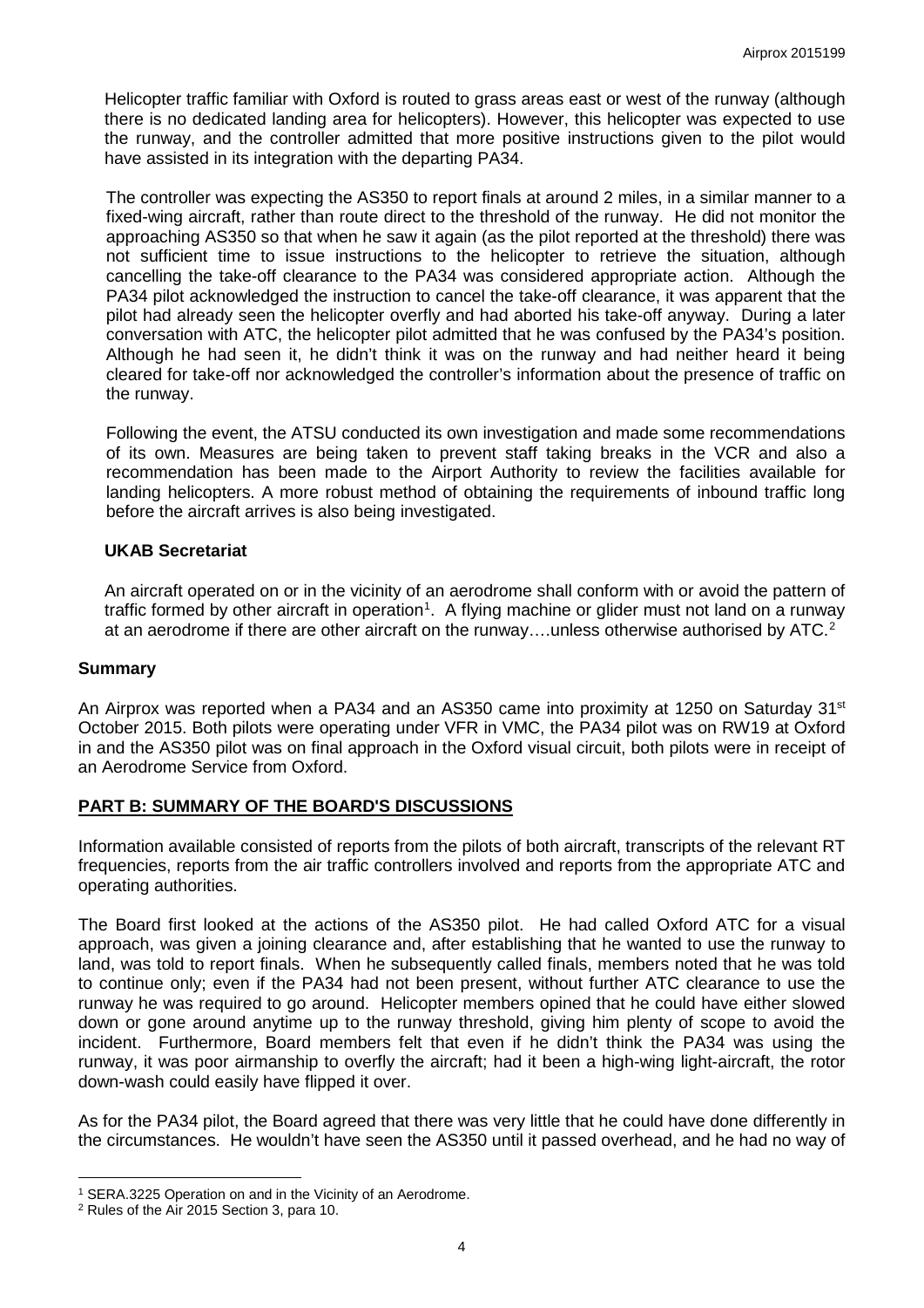Helicopter traffic familiar with Oxford is routed to grass areas east or west of the runway (although there is no dedicated landing area for helicopters). However, this helicopter was expected to use the runway, and the controller admitted that more positive instructions given to the pilot would have assisted in its integration with the departing PA34.

The controller was expecting the AS350 to report finals at around 2 miles, in a similar manner to a fixed-wing aircraft, rather than route direct to the threshold of the runway. He did not monitor the approaching AS350 so that when he saw it again (as the pilot reported at the threshold) there was not sufficient time to issue instructions to the helicopter to retrieve the situation, although cancelling the take-off clearance to the PA34 was considered appropriate action. Although the PA34 pilot acknowledged the instruction to cancel the take-off clearance, it was apparent that the pilot had already seen the helicopter overfly and had aborted his take-off anyway. During a later conversation with ATC, the helicopter pilot admitted that he was confused by the PA34's position. Although he had seen it, he didn't think it was on the runway and had neither heard it being cleared for take-off nor acknowledged the controller's information about the presence of traffic on the runway.

Following the event, the ATSU conducted its own investigation and made some recommendations of its own. Measures are being taken to prevent staff taking breaks in the VCR and also a recommendation has been made to the Airport Authority to review the facilities available for landing helicopters. A more robust method of obtaining the requirements of inbound traffic long before the aircraft arrives is also being investigated.

### UKAB Secretariat

An aircraft operated on or in the vicinity of an aerodrome shall conform with or avoid the pattern of traffic formed by other aircraft in operation[1]. A flying machine or glider must not land on a runway at an aerodrome if there are other aircraft on the runway….unless otherwise authorised by ATC.[2]

## Summary

An Airprox was reported when a PA34 and an AS350 came into proximity at 1250 on Saturday 31st October 2015. Both pilots were operating under VFR in VMC, the PA34 pilot was on RW19 at Oxford in and the AS350 pilot was on final approach in the Oxford visual circuit, both pilots were in receipt of an Aerodrome Service from Oxford.

## PART B: SUMMARY OF THE BOARD'S DISCUSSIONS

Information available consisted of reports from the pilots of both aircraft, transcripts of the relevant RT frequencies, reports from the air traffic controllers involved and reports from the appropriate ATC and operating authorities.

The Board first looked at the actions of the AS350 pilot. He had called Oxford ATC for a visual approach, was given a joining clearance and, after establishing that he wanted to use the runway to land, was told to report finals. When he subsequently called finals, members noted that he was told to continue only; even if the PA34 had not been present, without further ATC clearance to use the runway he was required to go around. Helicopter members opined that he could have either slowed down or gone around anytime up to the runway threshold, giving him plenty of scope to avoid the incident. Furthermore, Board members felt that even if he didn't think the PA34 was using the runway, it was poor airmanship to overfly the aircraft; had it been a high-wing light-aircraft, the rotor down-wash could easily have flipped it over.

As for the PA34 pilot, the Board agreed that there was very little that he could have done differently in the circumstances. He wouldn't have seen the AS350 until it passed overhead, and he had no way of

---

[1] SERA.3225 Operation on and in the Vicinity of an Aerodrome.

[2] Rules of the Air 2015 Section 3, para 10.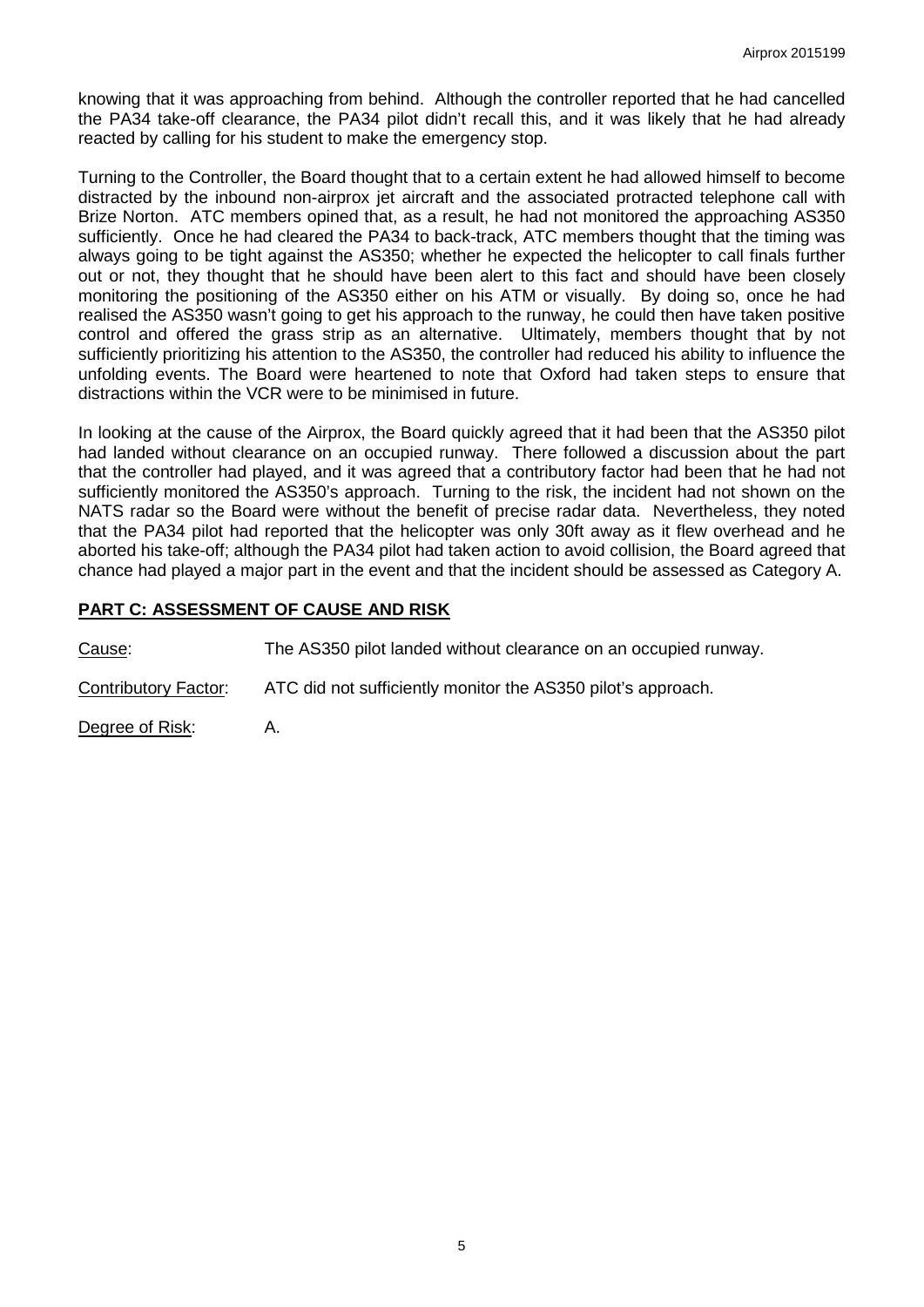knowing that it was approaching from behind. Although the controller reported that he had cancelled the PA34 take-off clearance, the PA34 pilot didn't recall this, and it was likely that he had already reacted by calling for his student to make the emergency stop.

Turning to the Controller, the Board thought that to a certain extent he had allowed himself to become distracted by the inbound non-airprox jet aircraft and the associated protracted telephone call with Brize Norton. ATC members opined that, as a result, he had not monitored the approaching AS350 sufficiently. Once he had cleared the PA34 to back-track, ATC members thought that the timing was always going to be tight against the AS350; whether he expected the helicopter to call finals further out or not, they thought that he should have been alert to this fact and should have been closely monitoring the positioning of the AS350 either on his ATM or visually. By doing so, once he had realised the AS350 wasn't going to get his approach to the runway, he could then have taken positive control and offered the grass strip as an alternative. Ultimately, members thought that by not sufficiently prioritizing his attention to the AS350, the controller had reduced his ability to influence the unfolding events. The Board were heartened to note that Oxford had taken steps to ensure that distractions within the VCR were to be minimised in future.

In looking at the cause of the Airprox, the Board quickly agreed that it had been that the AS350 pilot had landed without clearance on an occupied runway. There followed a discussion about the part that the controller had played, and it was agreed that a contributory factor had been that he had not sufficiently monitored the AS350's approach. Turning to the risk, the incident had not shown on the NATS radar so the Board were without the benefit of precise radar data. Nevertheless, they noted that the PA34 pilot had reported that the helicopter was only 30ft away as it flew overhead and he aborted his take-off; although the PA34 pilot had taken action to avoid collision, the Board agreed that chance had played a major part in the event and that the incident should be assessed as Category A.

## PART C: ASSESSMENT OF CAUSE AND RISK

Cause: The AS350 pilot landed without clearance on an occupied runway.

Contributory Factor: ATC did not sufficiently monitor the AS350 pilot's approach.

Degree of Risk: A.